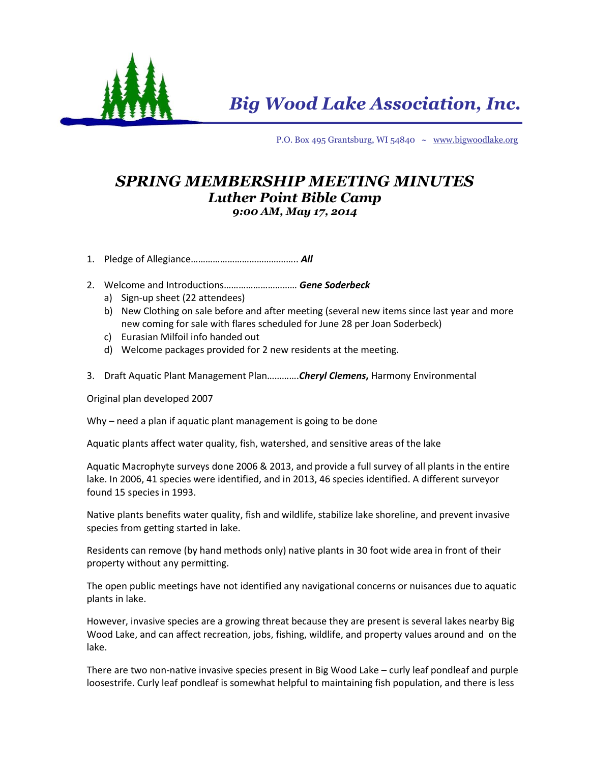# Big Wood Lake Association, Inc.

P.O. Box 495 Grantsburg, WI 54840 ~ www.bigwoodlake.org

## *SPRING MEMBERSHIP MEETING MINUTES*
### *Luther Point Bible Camp*
#### *9:00 AM, May 17, 2014*

1. Pledge of Allegiance…………………………………….. ***All***

2. Welcome and Introductions……………………… ***Gene Soderbeck***
   a) Sign-up sheet (22 attendees)
   b) New Clothing on sale before and after meeting (several new items since last year and more new coming for sale with flares scheduled for June 28 per Joan Soderbeck)
   c) Eurasian Milfoil info handed out
   d) Welcome packages provided for 2 new residents at the meeting.

3. Draft Aquatic Plant Management Plan………….***Cheryl Clemens,*** Harmony Environmental

Original plan developed 2007

Why – need a plan if aquatic plant management is going to be done

Aquatic plants affect water quality, fish, watershed, and sensitive areas of the lake

Aquatic Macrophyte surveys done 2006 & 2013, and provide a full survey of all plants in the entire lake. In 2006, 41 species were identified, and in 2013, 46 species identified. A different surveyor found 15 species in 1993.

Native plants benefits water quality, fish and wildlife, stabilize lake shoreline, and prevent invasive species from getting started in lake.

Residents can remove (by hand methods only) native plants in 30 foot wide area in front of their property without any permitting.

The open public meetings have not identified any navigational concerns or nuisances due to aquatic plants in lake.

However, invasive species are a growing threat because they are present is several lakes nearby Big Wood Lake, and can affect recreation, jobs, fishing, wildlife, and property values around and on the lake.

There are two non-native invasive species present in Big Wood Lake – curly leaf pondleaf and purple loosestrife. Curly leaf pondleaf is somewhat helpful to maintaining fish population, and there is less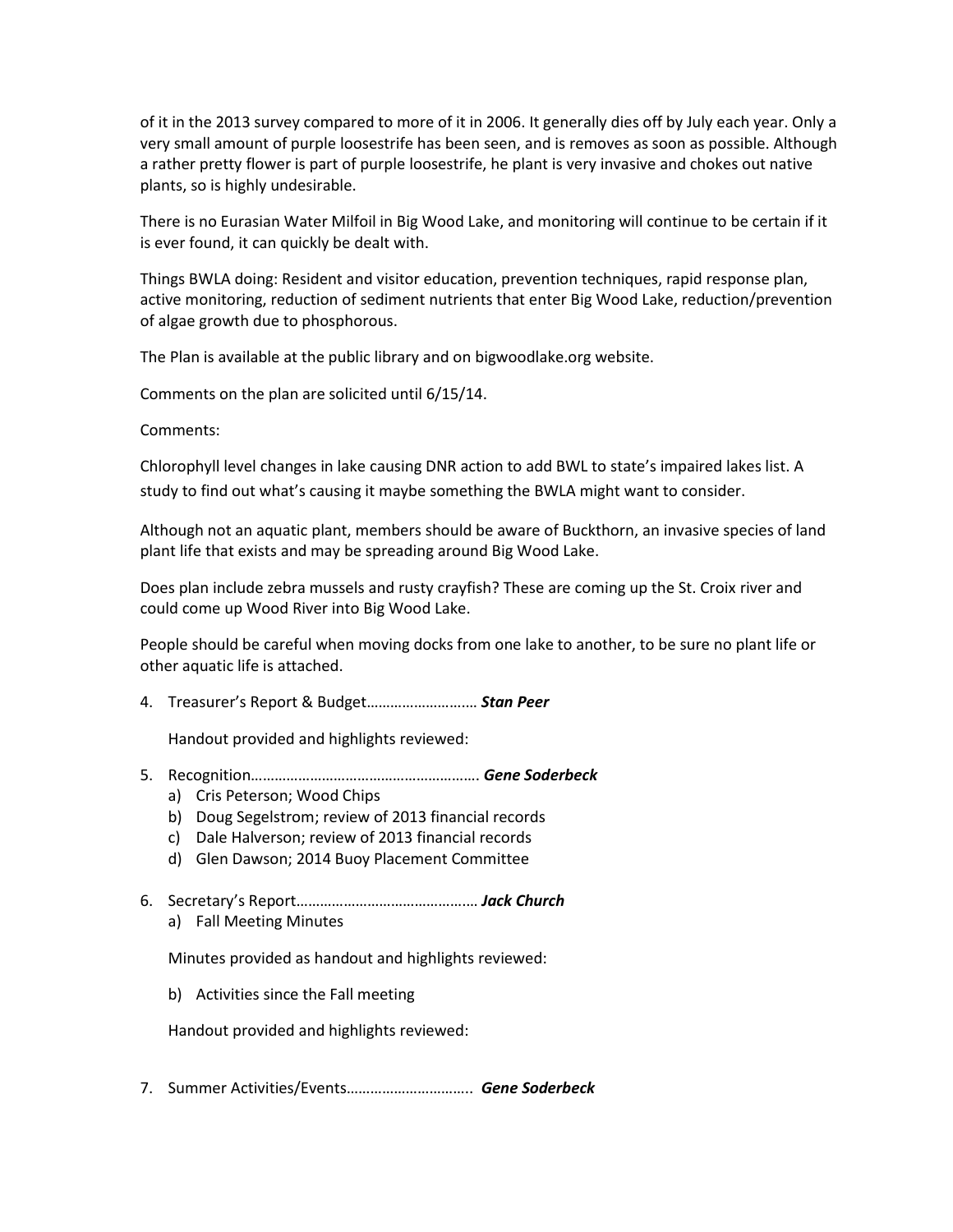of it in the 2013 survey compared to more of it in 2006. It generally dies off by July each year. Only a very small amount of purple loosestrife has been seen, and is removes as soon as possible. Although a rather pretty flower is part of purple loosestrife, he plant is very invasive and chokes out native plants, so is highly undesirable.

There is no Eurasian Water Milfoil in Big Wood Lake, and monitoring will continue to be certain if it is ever found, it can quickly be dealt with.

Things BWLA doing: Resident and visitor education, prevention techniques, rapid response plan, active monitoring, reduction of sediment nutrients that enter Big Wood Lake, reduction/prevention of algae growth due to phosphorous.

The Plan is available at the public library and on bigwoodlake.org website.

Comments on the plan are solicited until 6/15/14.

Comments:

Chlorophyll level changes in lake causing DNR action to add BWL to state's impaired lakes list. A study to find out what's causing it maybe something the BWLA might want to consider.

Although not an aquatic plant, members should be aware of Buckthorn, an invasive species of land plant life that exists and may be spreading around Big Wood Lake.

Does plan include zebra mussels and rusty crayfish? These are coming up the St. Croix river and could come up Wood River into Big Wood Lake.

People should be careful when moving docks from one lake to another, to be sure no plant life or other aquatic life is attached.

4. Treasurer's Report & Budget……………………… ***Stan Peer***

   Handout provided and highlights reviewed:

5. Recognition…………………………………………………. ***Gene Soderbeck***
   a) Cris Peterson; Wood Chips
   b) Doug Segelstrom; review of 2013 financial records
   c) Dale Halverson; review of 2013 financial records
   d) Glen Dawson; 2014 Buoy Placement Committee

6. Secretary's Report……………………………………… ***Jack Church***
   a) Fall Meeting Minutes

   Minutes provided as handout and highlights reviewed:

   b) Activities since the Fall meeting

   Handout provided and highlights reviewed:

7. Summer Activities/Events………………………….. ***Gene Soderbeck***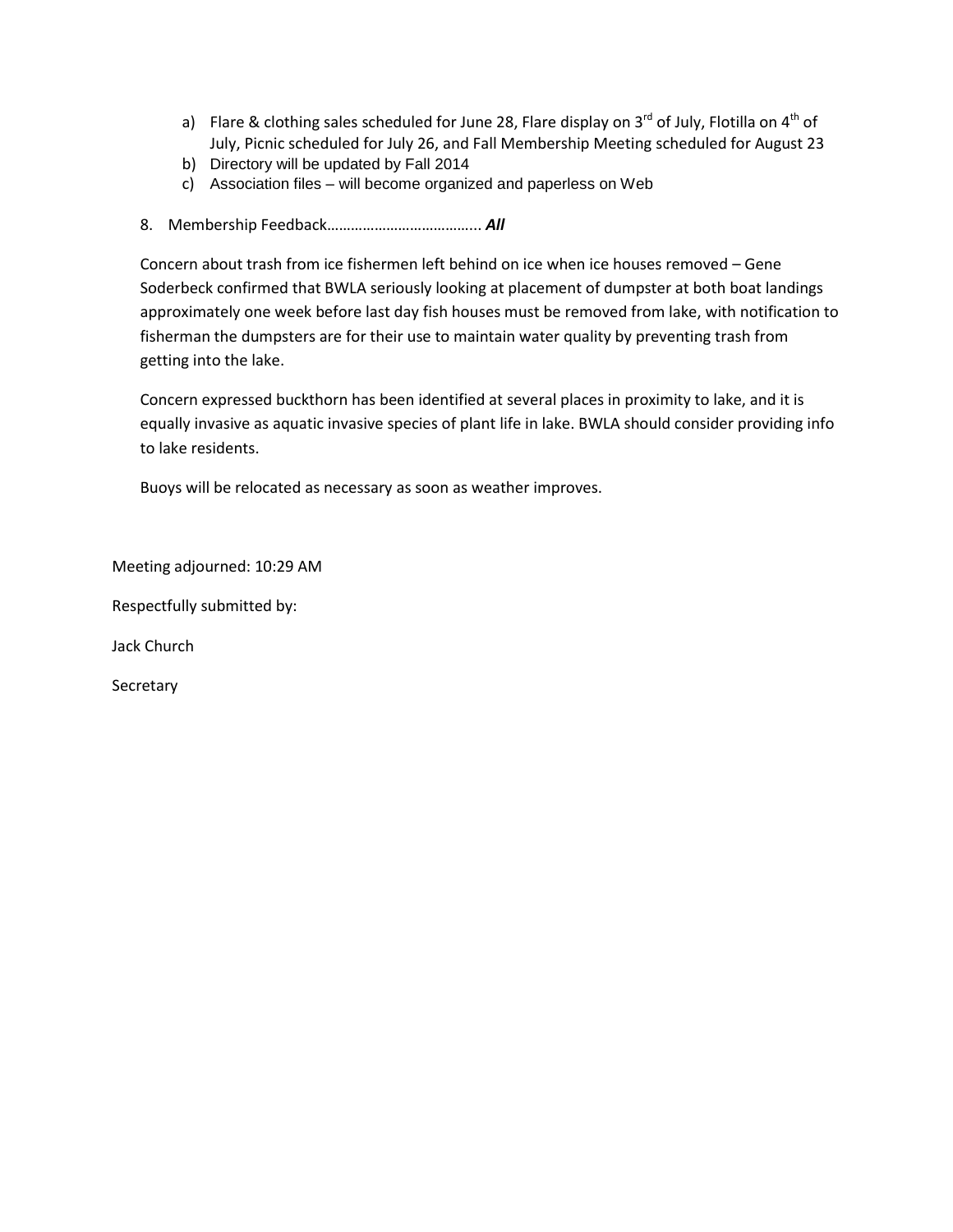a) Flare & clothing sales scheduled for June 28, Flare display on 3rd of July, Flotilla on 4th of July, Picnic scheduled for July 26, and Fall Membership Meeting scheduled for August 23
b) Directory will be updated by Fall 2014
c) Association files – will become organized and paperless on Web

8. Membership Feedback……………………………….. ***All***

Concern about trash from ice fishermen left behind on ice when ice houses removed – Gene Soderbeck confirmed that BWLA seriously looking at placement of dumpster at both boat landings approximately one week before last day fish houses must be removed from lake, with notification to fisherman the dumpsters are for their use to maintain water quality by preventing trash from getting into the lake.

Concern expressed buckthorn has been identified at several places in proximity to lake, and it is equally invasive as aquatic invasive species of plant life in lake. BWLA should consider providing info to lake residents.

Buoys will be relocated as necessary as soon as weather improves.

Meeting adjourned: 10:29 AM

Respectfully submitted by:

Jack Church

Secretary